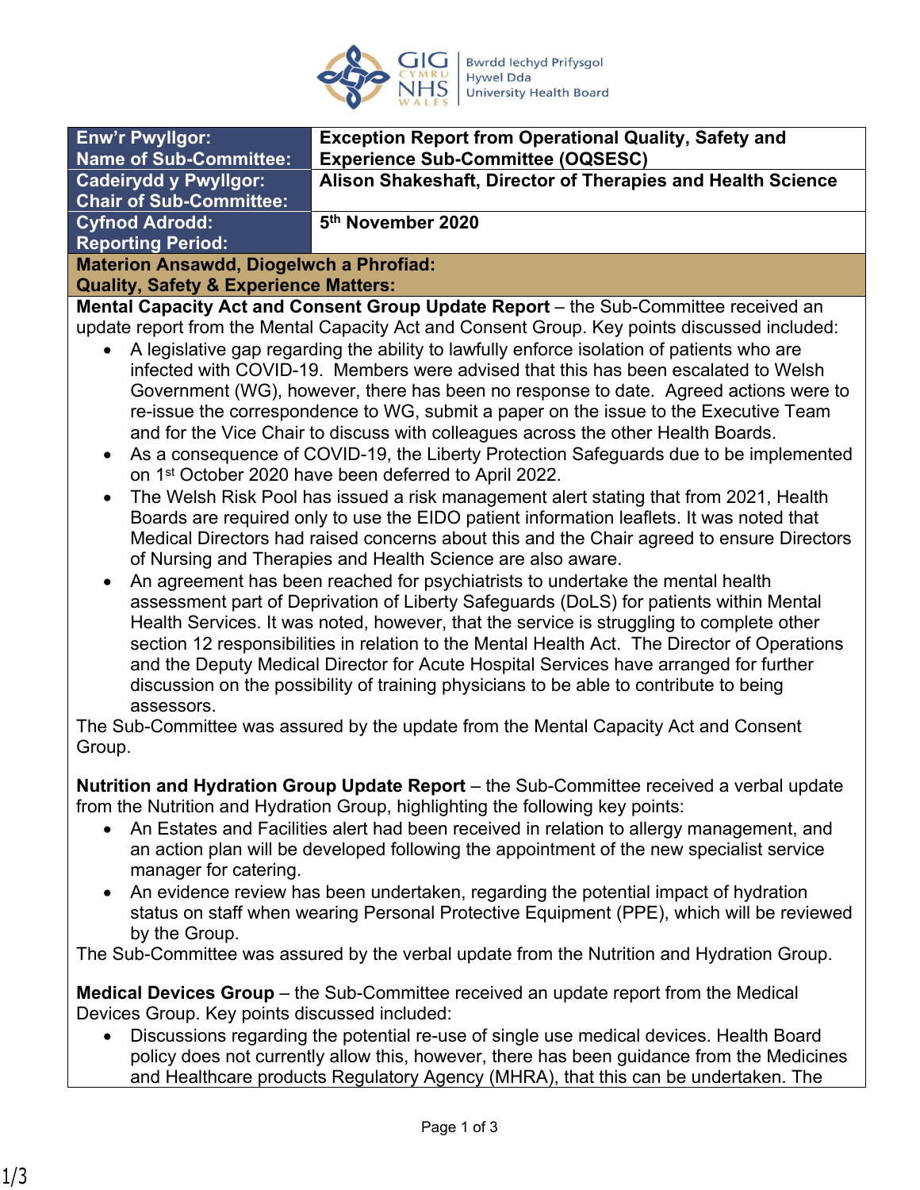| Enw'r Pwyllgor: Name of Sub-Committee: | Exception Report from Operational Quality, Safety and Experience Sub-Committee (OQSESC) |
|---|---|
| Cadeirydd y Pwyllgor: Chair of Sub-Committee: | Alison Shakeshaft, Director of Therapies and Health Science |
| Cyfnod Adrodd: Reporting Period: | 5th November 2020 |

**Materion Ansawdd, Diogelwch a Phrofiad:**
**Quality, Safety & Experience Matters:**

**Mental Capacity Act and Consent Group Update Report** – the Sub-Committee received an update report from the Mental Capacity Act and Consent Group. Key points discussed included:

- A legislative gap regarding the ability to lawfully enforce isolation of patients who are infected with COVID-19. Members were advised that this has been escalated to Welsh Government (WG), however, there has been no response to date. Agreed actions were to re-issue the correspondence to WG, submit a paper on the issue to the Executive Team and for the Vice Chair to discuss with colleagues across the other Health Boards.
- As a consequence of COVID-19, the Liberty Protection Safeguards due to be implemented on 1st October 2020 have been deferred to April 2022.
- The Welsh Risk Pool has issued a risk management alert stating that from 2021, Health Boards are required only to use the EIDO patient information leaflets. It was noted that Medical Directors had raised concerns about this and the Chair agreed to ensure Directors of Nursing and Therapies and Health Science are also aware.
- An agreement has been reached for psychiatrists to undertake the mental health assessment part of Deprivation of Liberty Safeguards (DoLS) for patients within Mental Health Services. It was noted, however, that the service is struggling to complete other section 12 responsibilities in relation to the Mental Health Act. The Director of Operations and the Deputy Medical Director for Acute Hospital Services have arranged for further discussion on the possibility of training physicians to be able to contribute to being assessors.

The Sub-Committee was assured by the update from the Mental Capacity Act and Consent Group.

**Nutrition and Hydration Group Update Report** – the Sub-Committee received a verbal update from the Nutrition and Hydration Group, highlighting the following key points:

- An Estates and Facilities alert had been received in relation to allergy management, and an action plan will be developed following the appointment of the new specialist service manager for catering.
- An evidence review has been undertaken, regarding the potential impact of hydration status on staff when wearing Personal Protective Equipment (PPE), which will be reviewed by the Group.

The Sub-Committee was assured by the verbal update from the Nutrition and Hydration Group.

**Medical Devices Group** – the Sub-Committee received an update report from the Medical Devices Group. Key points discussed included:

- Discussions regarding the potential re-use of single use medical devices. Health Board policy does not currently allow this, however, there has been guidance from the Medicines and Healthcare products Regulatory Agency (MHRA), that this can be undertaken. The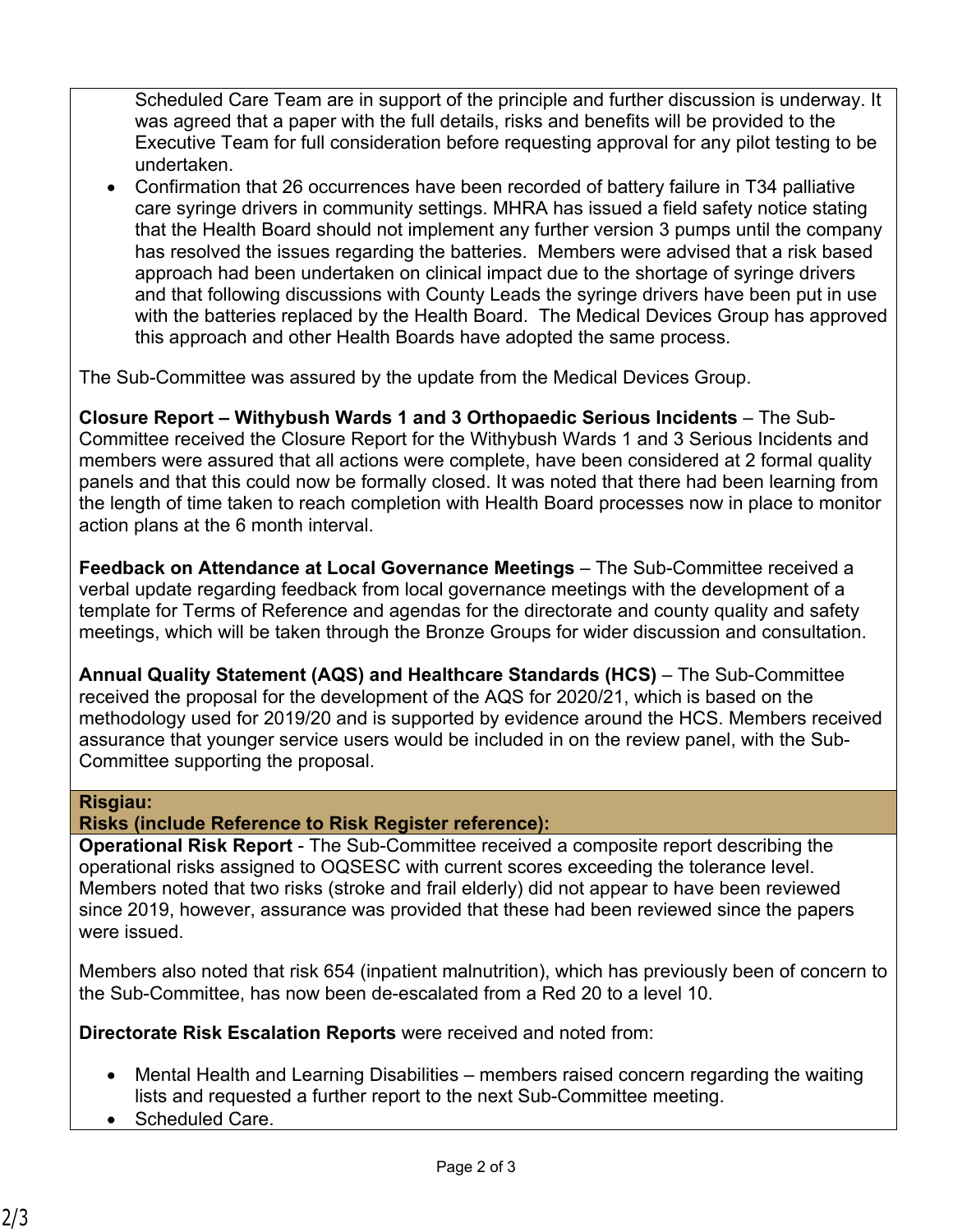Scheduled Care Team are in support of the principle and further discussion is underway. It was agreed that a paper with the full details, risks and benefits will be provided to the Executive Team for full consideration before requesting approval for any pilot testing to be undertaken.

- Confirmation that 26 occurrences have been recorded of battery failure in T34 palliative care syringe drivers in community settings. MHRA has issued a field safety notice stating that the Health Board should not implement any further version 3 pumps until the company has resolved the issues regarding the batteries. Members were advised that a risk based approach had been undertaken on clinical impact due to the shortage of syringe drivers and that following discussions with County Leads the syringe drivers have been put in use with the batteries replaced by the Health Board. The Medical Devices Group has approved this approach and other Health Boards have adopted the same process.

The Sub-Committee was assured by the update from the Medical Devices Group.

**Closure Report – Withybush Wards 1 and 3 Orthopaedic Serious Incidents** – The Sub-Committee received the Closure Report for the Withybush Wards 1 and 3 Serious Incidents and members were assured that all actions were complete, have been considered at 2 formal quality panels and that this could now be formally closed. It was noted that there had been learning from the length of time taken to reach completion with Health Board processes now in place to monitor action plans at the 6 month interval.

**Feedback on Attendance at Local Governance Meetings** – The Sub-Committee received a verbal update regarding feedback from local governance meetings with the development of a template for Terms of Reference and agendas for the directorate and county quality and safety meetings, which will be taken through the Bronze Groups for wider discussion and consultation.

**Annual Quality Statement (AQS) and Healthcare Standards (HCS)** – The Sub-Committee received the proposal for the development of the AQS for 2020/21, which is based on the methodology used for 2019/20 and is supported by evidence around the HCS. Members received assurance that younger service users would be included in on the review panel, with the Sub-Committee supporting the proposal.

**Risgiau:**
**Risks (include Reference to Risk Register reference):**

**Operational Risk Report** - The Sub-Committee received a composite report describing the operational risks assigned to OQSESC with current scores exceeding the tolerance level. Members noted that two risks (stroke and frail elderly) did not appear to have been reviewed since 2019, however, assurance was provided that these had been reviewed since the papers were issued.

Members also noted that risk 654 (inpatient malnutrition), which has previously been of concern to the Sub-Committee, has now been de-escalated from a Red 20 to a level 10.

**Directorate Risk Escalation Reports** were received and noted from:

- Mental Health and Learning Disabilities – members raised concern regarding the waiting lists and requested a further report to the next Sub-Committee meeting.
- Scheduled Care.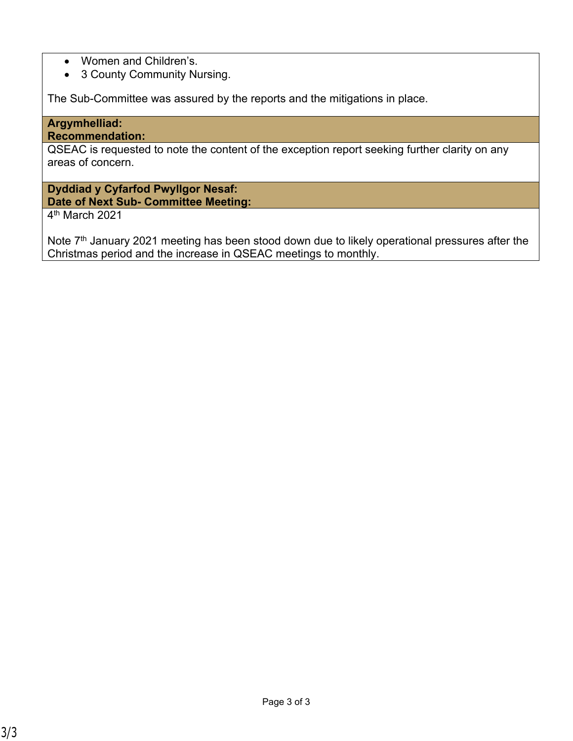- Women and Children's.
- 3 County Community Nursing.

The Sub-Committee was assured by the reports and the mitigations in place.

**Argymhelliad:**
**Recommendation:**

QSEAC is requested to note the content of the exception report seeking further clarity on any areas of concern.

**Dyddiad y Cyfarfod Pwyllgor Nesaf:**
**Date of Next Sub- Committee Meeting:**

4th March 2021

Note 7th January 2021 meeting has been stood down due to likely operational pressures after the Christmas period and the increase in QSEAC meetings to monthly.